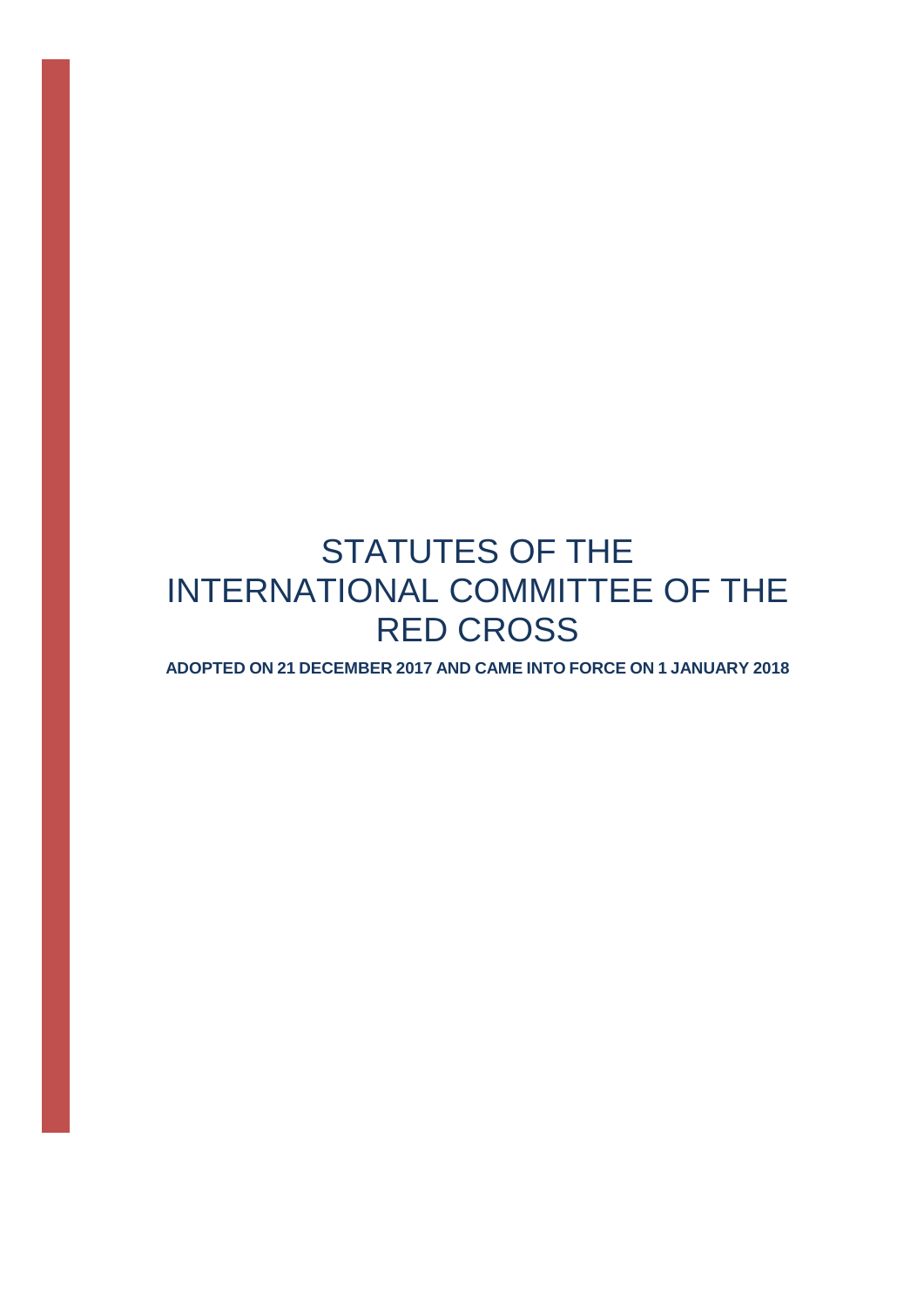# STATUTES OF THE INTERNATIONAL COMMITTEE OF THE RED CROSS

**ADOPTED ON 21 DECEMBER 2017 AND CAME INTO FORCE ON 1 JANUARY 2018**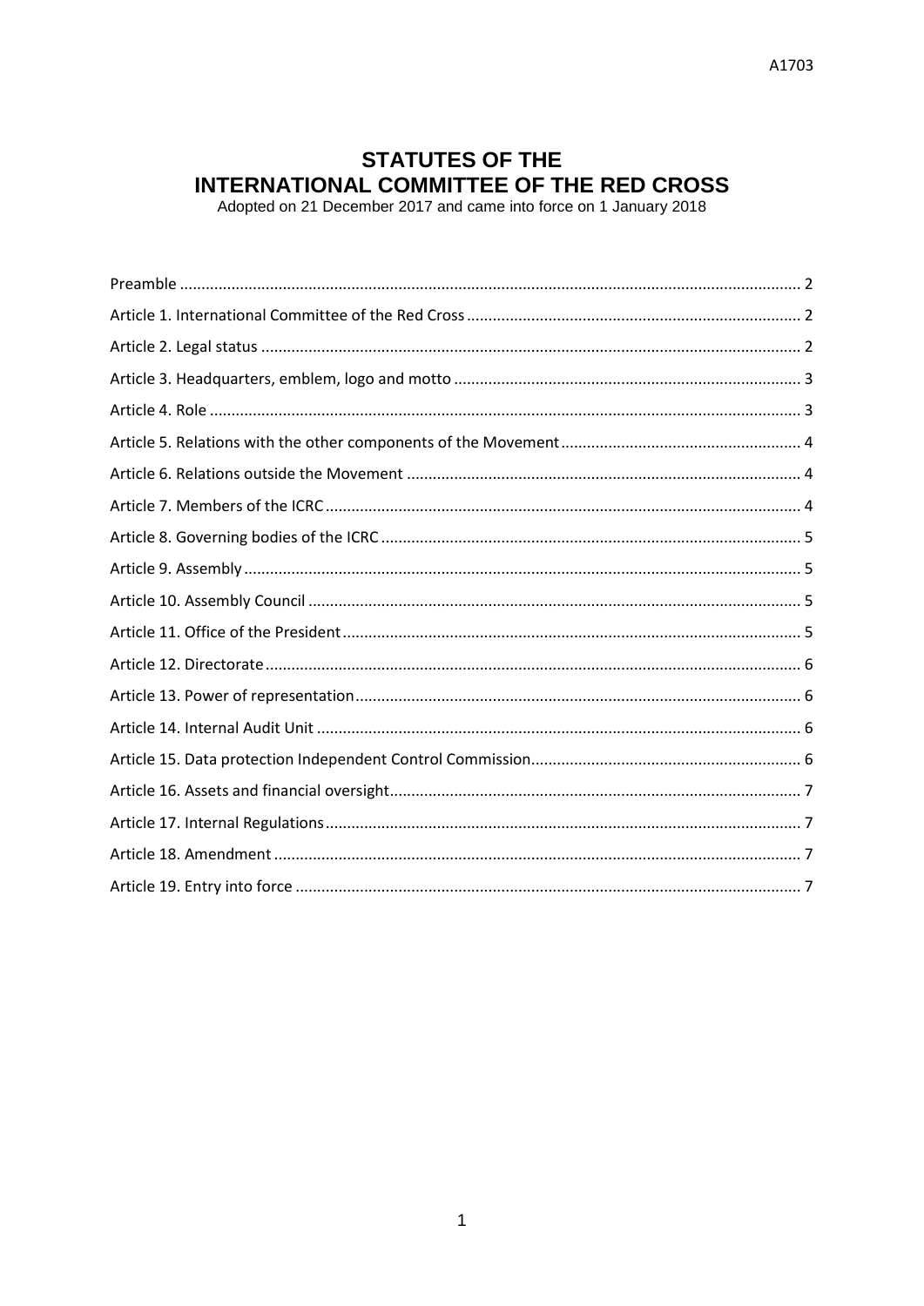A1703

# STATUTES OF THE INTERNATIONAL COMMITTEE OF THE RED CROSS

Adopted on 21 December 2017 and came into force on 1 January 2018

| | |
|---|---|
| Preamble | 2 |
| Article 1. International Committee of the Red Cross | 2 |
| Article 2. Legal status | 2 |
| Article 3. Headquarters, emblem, logo and motto | 3 |
| Article 4. Role | 3 |
| Article 5. Relations with the other components of the Movement | 4 |
| Article 6. Relations outside the Movement | 4 |
| Article 7. Members of the ICRC | 4 |
| Article 8. Governing bodies of the ICRC | 5 |
| Article 9. Assembly | 5 |
| Article 10. Assembly Council | 5 |
| Article 11. Office of the President | 5 |
| Article 12. Directorate | 6 |
| Article 13. Power of representation | 6 |
| Article 14. Internal Audit Unit | 6 |
| Article 15. Data protection Independent Control Commission | 6 |
| Article 16. Assets and financial oversight | 7 |
| Article 17. Internal Regulations | 7 |
| Article 18. Amendment | 7 |
| Article 19. Entry into force | 7 |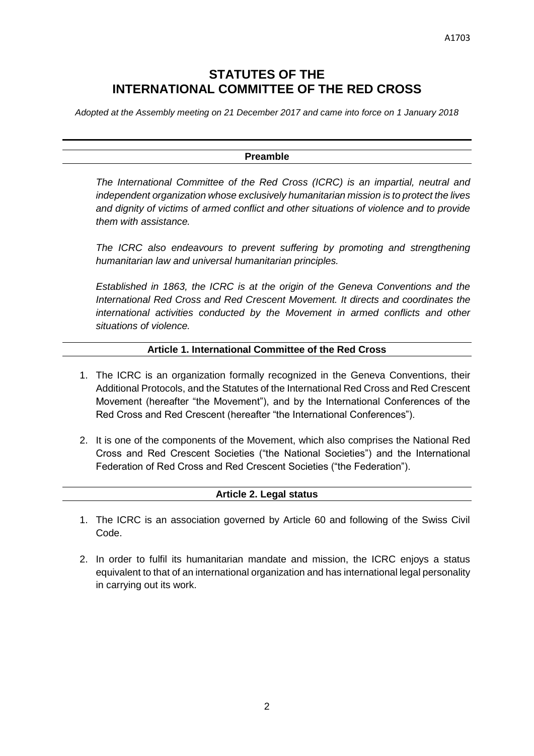# STATUTES OF THE INTERNATIONAL COMMITTEE OF THE RED CROSS

*Adopted at the Assembly meeting on 21 December 2017 and came into force on 1 January 2018*

## Preamble

*The International Committee of the Red Cross (ICRC) is an impartial, neutral and independent organization whose exclusively humanitarian mission is to protect the lives and dignity of victims of armed conflict and other situations of violence and to provide them with assistance.*

*The ICRC also endeavours to prevent suffering by promoting and strengthening humanitarian law and universal humanitarian principles.*

*Established in 1863, the ICRC is at the origin of the Geneva Conventions and the International Red Cross and Red Crescent Movement. It directs and coordinates the international activities conducted by the Movement in armed conflicts and other situations of violence.*

## Article 1. International Committee of the Red Cross

1. The ICRC is an organization formally recognized in the Geneva Conventions, their Additional Protocols, and the Statutes of the International Red Cross and Red Crescent Movement (hereafter "the Movement"), and by the International Conferences of the Red Cross and Red Crescent (hereafter "the International Conferences").

2. It is one of the components of the Movement, which also comprises the National Red Cross and Red Crescent Societies ("the National Societies") and the International Federation of Red Cross and Red Crescent Societies ("the Federation").

## Article 2. Legal status

1. The ICRC is an association governed by Article 60 and following of the Swiss Civil Code.

2. In order to fulfil its humanitarian mandate and mission, the ICRC enjoys a status equivalent to that of an international organization and has international legal personality in carrying out its work.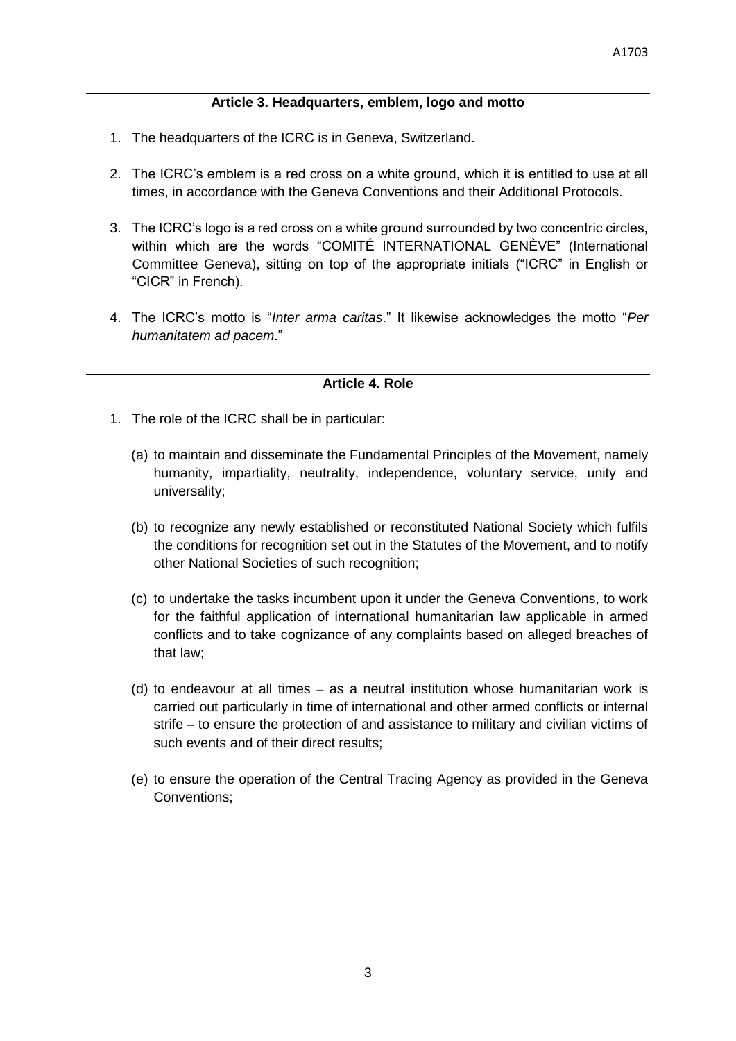## Article 3. Headquarters, emblem, logo and motto

1. The headquarters of the ICRC is in Geneva, Switzerland.

2. The ICRC's emblem is a red cross on a white ground, which it is entitled to use at all times, in accordance with the Geneva Conventions and their Additional Protocols.

3. The ICRC's logo is a red cross on a white ground surrounded by two concentric circles, within which are the words "COMITÉ INTERNATIONAL GENÈVE" (International Committee Geneva), sitting on top of the appropriate initials ("ICRC" in English or "CICR" in French).

4. The ICRC's motto is "*Inter arma caritas*." It likewise acknowledges the motto "*Per humanitatem ad pacem*."

## Article 4. Role

1. The role of the ICRC shall be in particular:

   (a) to maintain and disseminate the Fundamental Principles of the Movement, namely humanity, impartiality, neutrality, independence, voluntary service, unity and universality;

   (b) to recognize any newly established or reconstituted National Society which fulfils the conditions for recognition set out in the Statutes of the Movement, and to notify other National Societies of such recognition;

   (c) to undertake the tasks incumbent upon it under the Geneva Conventions, to work for the faithful application of international humanitarian law applicable in armed conflicts and to take cognizance of any complaints based on alleged breaches of that law;

   (d) to endeavour at all times – as a neutral institution whose humanitarian work is carried out particularly in time of international and other armed conflicts or internal strife – to ensure the protection of and assistance to military and civilian victims of such events and of their direct results;

   (e) to ensure the operation of the Central Tracing Agency as provided in the Geneva Conventions;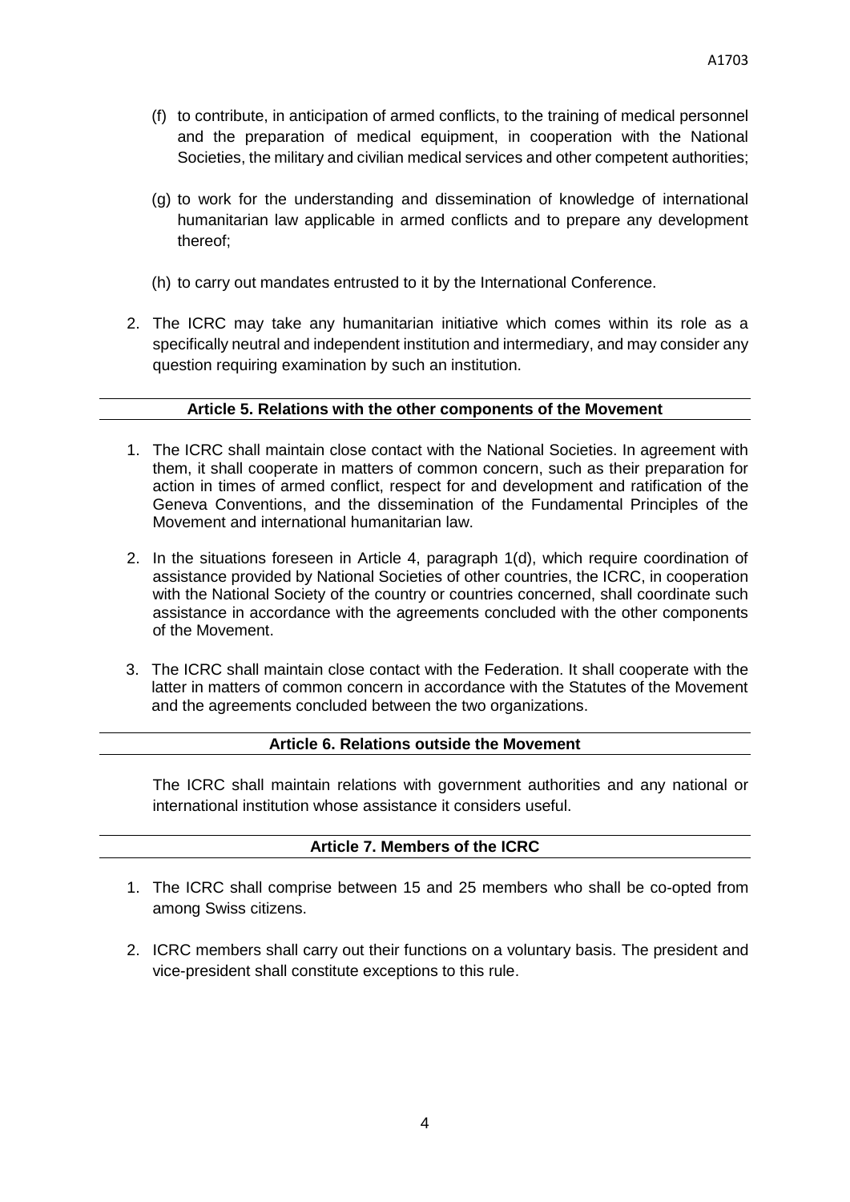(f) to contribute, in anticipation of armed conflicts, to the training of medical personnel and the preparation of medical equipment, in cooperation with the National Societies, the military and civilian medical services and other competent authorities;

(g) to work for the understanding and dissemination of knowledge of international humanitarian law applicable in armed conflicts and to prepare any development thereof;

(h) to carry out mandates entrusted to it by the International Conference.

2. The ICRC may take any humanitarian initiative which comes within its role as a specifically neutral and independent institution and intermediary, and may consider any question requiring examination by such an institution.

## Article 5. Relations with the other components of the Movement

1. The ICRC shall maintain close contact with the National Societies. In agreement with them, it shall cooperate in matters of common concern, such as their preparation for action in times of armed conflict, respect for and development and ratification of the Geneva Conventions, and the dissemination of the Fundamental Principles of the Movement and international humanitarian law.

2. In the situations foreseen in Article 4, paragraph 1(d), which require coordination of assistance provided by National Societies of other countries, the ICRC, in cooperation with the National Society of the country or countries concerned, shall coordinate such assistance in accordance with the agreements concluded with the other components of the Movement.

3. The ICRC shall maintain close contact with the Federation. It shall cooperate with the latter in matters of common concern in accordance with the Statutes of the Movement and the agreements concluded between the two organizations.

## Article 6. Relations outside the Movement

The ICRC shall maintain relations with government authorities and any national or international institution whose assistance it considers useful.

## Article 7. Members of the ICRC

1. The ICRC shall comprise between 15 and 25 members who shall be co-opted from among Swiss citizens.

2. ICRC members shall carry out their functions on a voluntary basis. The president and vice-president shall constitute exceptions to this rule.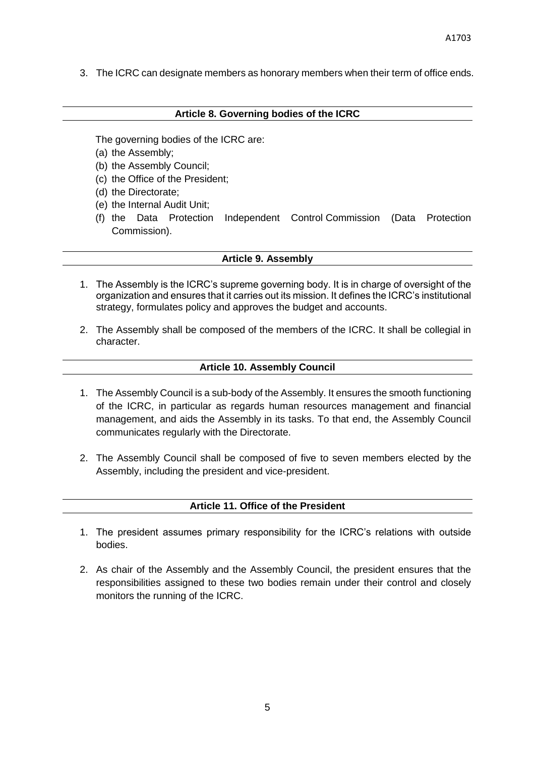3. The ICRC can designate members as honorary members when their term of office ends.

## Article 8. Governing bodies of the ICRC

The governing bodies of the ICRC are:

(a) the Assembly;
(b) the Assembly Council;
(c) the Office of the President;
(d) the Directorate;
(e) the Internal Audit Unit;
(f) the Data Protection Independent Control Commission (Data Protection Commission).

## Article 9. Assembly

1. The Assembly is the ICRC's supreme governing body. It is in charge of oversight of the organization and ensures that it carries out its mission. It defines the ICRC's institutional strategy, formulates policy and approves the budget and accounts.

2. The Assembly shall be composed of the members of the ICRC. It shall be collegial in character.

## Article 10. Assembly Council

1. The Assembly Council is a sub-body of the Assembly. It ensures the smooth functioning of the ICRC, in particular as regards human resources management and financial management, and aids the Assembly in its tasks. To that end, the Assembly Council communicates regularly with the Directorate.

2. The Assembly Council shall be composed of five to seven members elected by the Assembly, including the president and vice-president.

## Article 11. Office of the President

1. The president assumes primary responsibility for the ICRC's relations with outside bodies.

2. As chair of the Assembly and the Assembly Council, the president ensures that the responsibilities assigned to these two bodies remain under their control and closely monitors the running of the ICRC.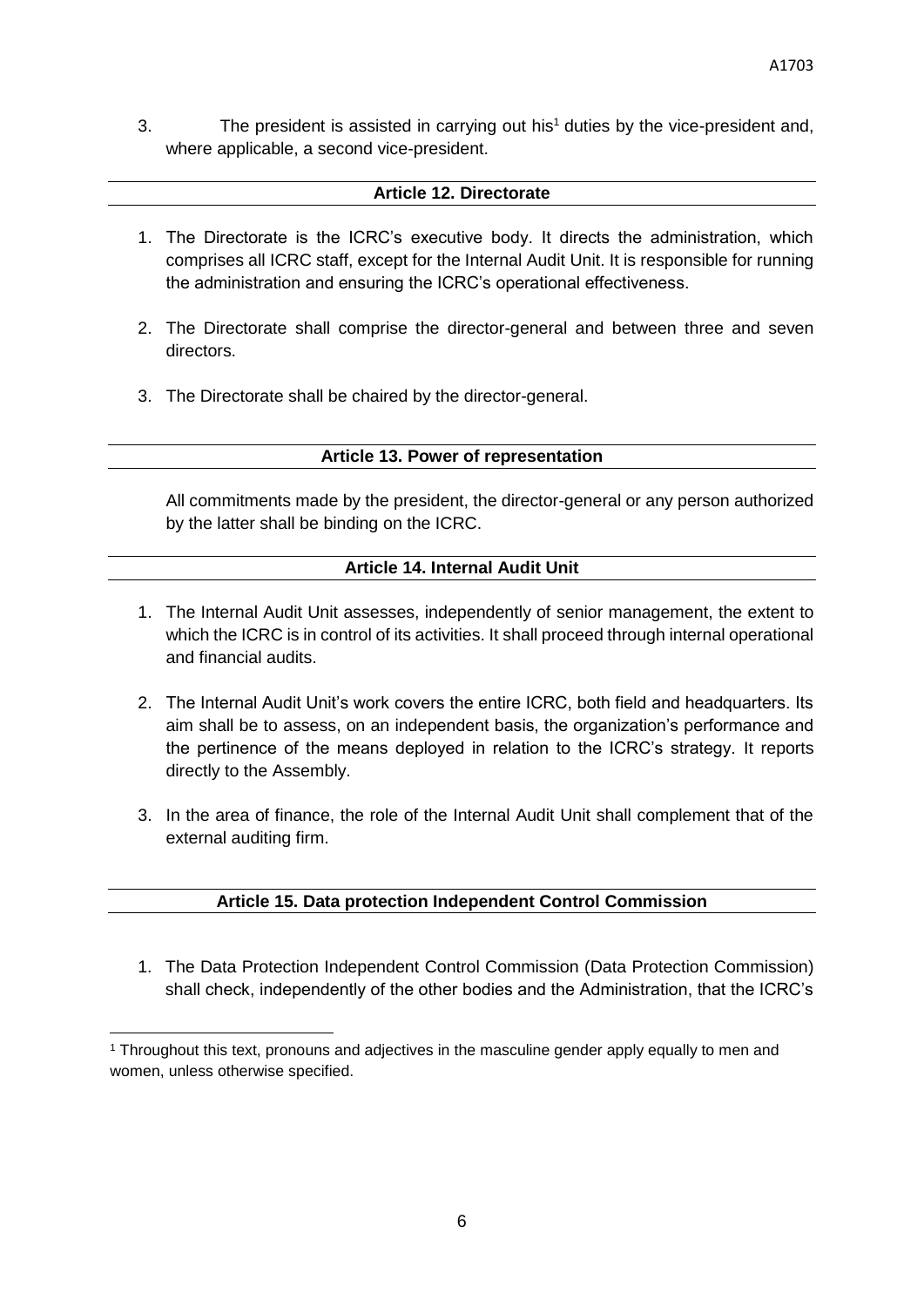3. The president is assisted in carrying out his[1] duties by the vice-president and, where applicable, a second vice-president.

## Article 12. Directorate

1. The Directorate is the ICRC's executive body. It directs the administration, which comprises all ICRC staff, except for the Internal Audit Unit. It is responsible for running the administration and ensuring the ICRC's operational effectiveness.

2. The Directorate shall comprise the director-general and between three and seven directors.

3. The Directorate shall be chaired by the director-general.

## Article 13. Power of representation

All commitments made by the president, the director-general or any person authorized by the latter shall be binding on the ICRC.

## Article 14. Internal Audit Unit

1. The Internal Audit Unit assesses, independently of senior management, the extent to which the ICRC is in control of its activities. It shall proceed through internal operational and financial audits.

2. The Internal Audit Unit's work covers the entire ICRC, both field and headquarters. Its aim shall be to assess, on an independent basis, the organization's performance and the pertinence of the means deployed in relation to the ICRC's strategy. It reports directly to the Assembly.

3. In the area of finance, the role of the Internal Audit Unit shall complement that of the external auditing firm.

## Article 15. Data protection Independent Control Commission

1. The Data Protection Independent Control Commission (Data Protection Commission) shall check, independently of the other bodies and the Administration, that the ICRC's

[1] Throughout this text, pronouns and adjectives in the masculine gender apply equally to men and women, unless otherwise specified.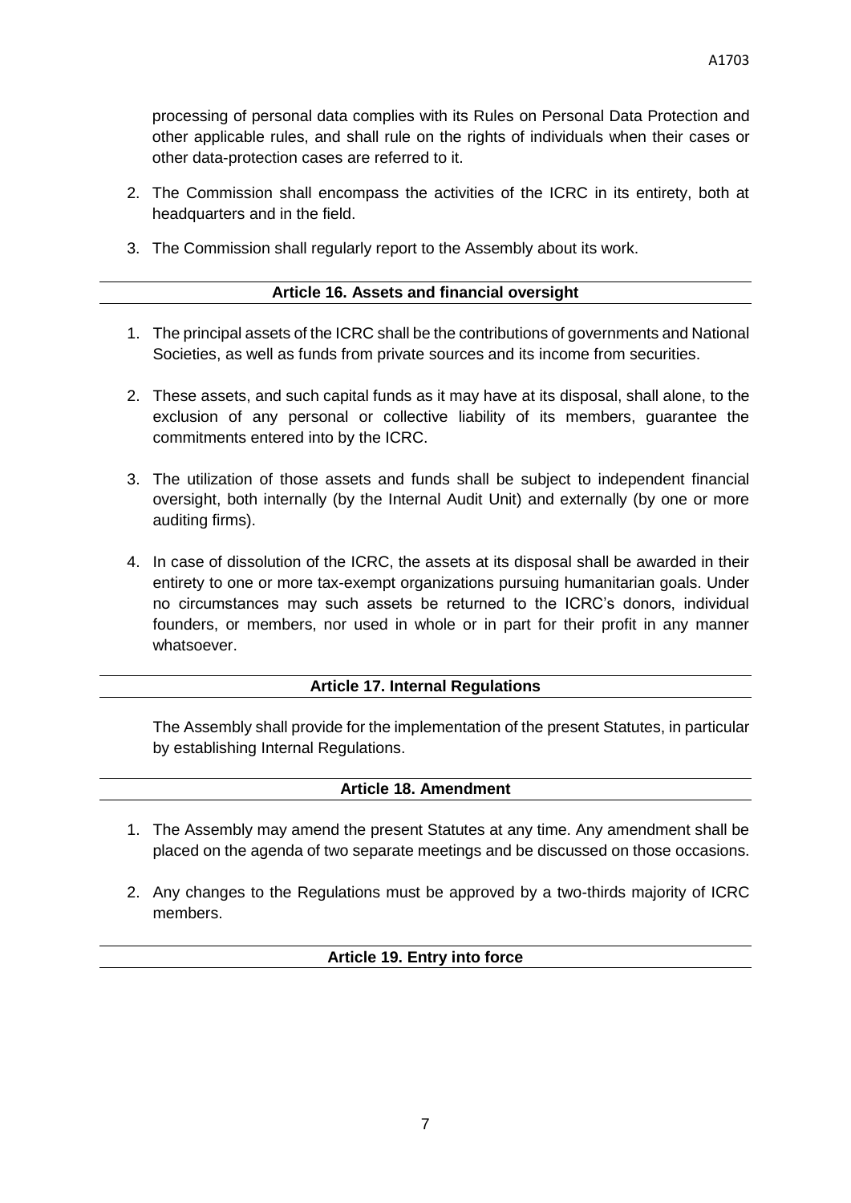processing of personal data complies with its Rules on Personal Data Protection and other applicable rules, and shall rule on the rights of individuals when their cases or other data-protection cases are referred to it.

2. The Commission shall encompass the activities of the ICRC in its entirety, both at headquarters and in the field.
3. The Commission shall regularly report to the Assembly about its work.

### Article 16. Assets and financial oversight

1. The principal assets of the ICRC shall be the contributions of governments and National Societies, as well as funds from private sources and its income from securities.
2. These assets, and such capital funds as it may have at its disposal, shall alone, to the exclusion of any personal or collective liability of its members, guarantee the commitments entered into by the ICRC.
3. The utilization of those assets and funds shall be subject to independent financial oversight, both internally (by the Internal Audit Unit) and externally (by one or more auditing firms).
4. In case of dissolution of the ICRC, the assets at its disposal shall be awarded in their entirety to one or more tax-exempt organizations pursuing humanitarian goals. Under no circumstances may such assets be returned to the ICRC's donors, individual founders, or members, nor used in whole or in part for their profit in any manner whatsoever.

### Article 17. Internal Regulations

The Assembly shall provide for the implementation of the present Statutes, in particular by establishing Internal Regulations.

### Article 18. Amendment

1. The Assembly may amend the present Statutes at any time. Any amendment shall be placed on the agenda of two separate meetings and be discussed on those occasions.
2. Any changes to the Regulations must be approved by a two-thirds majority of ICRC members.

### Article 19. Entry into force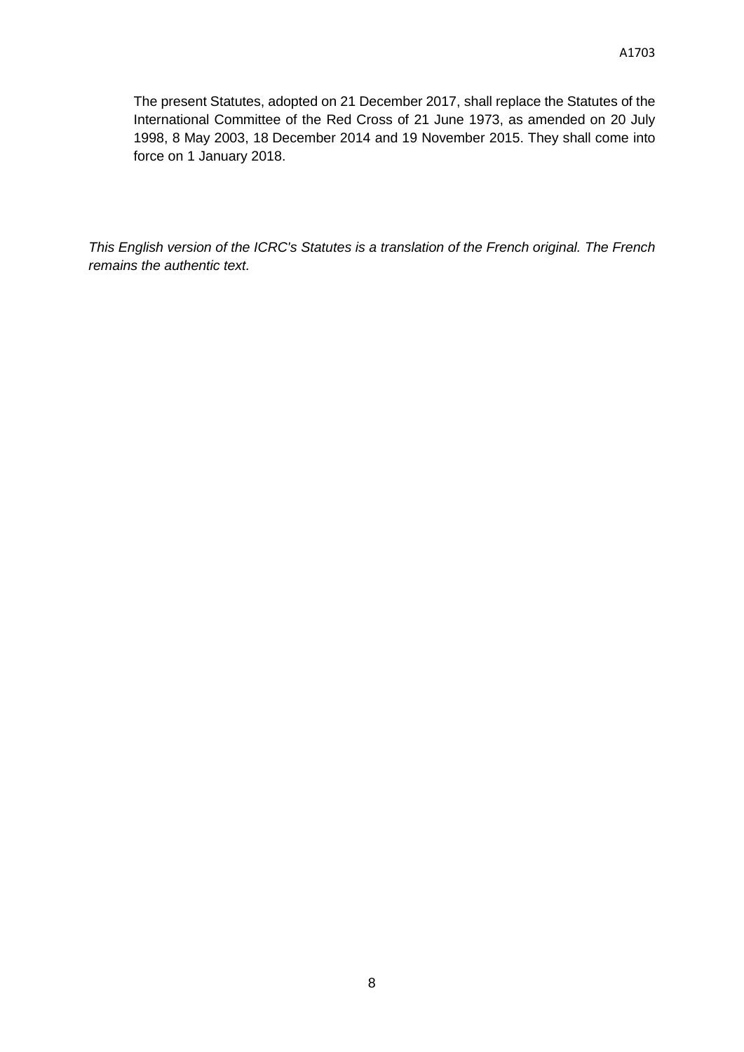The present Statutes, adopted on 21 December 2017, shall replace the Statutes of the International Committee of the Red Cross of 21 June 1973, as amended on 20 July 1998, 8 May 2003, 18 December 2014 and 19 November 2015. They shall come into force on 1 January 2018.

*This English version of the ICRC's Statutes is a translation of the French original. The French remains the authentic text.*